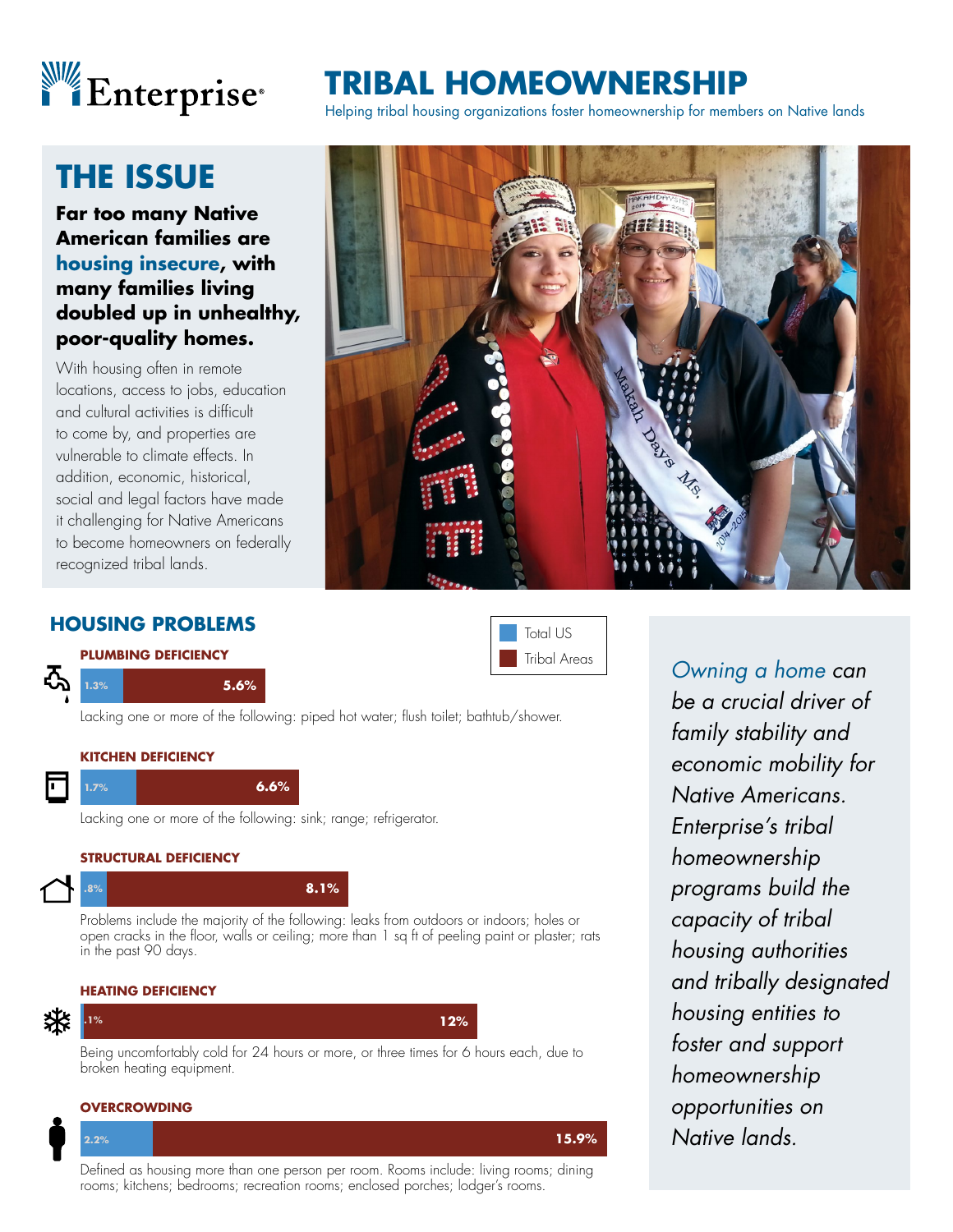Enterprise

# TRIBAL HOMEOWNERSHIP

Helping tribal housing organizations foster homeownership for members on Native lands

## THE ISSUE

**Far too many Native American families are housing insecure, with many families living doubled up in unhealthy, poor-quality homes.**

With housing often in remote locations, access to jobs, education and cultural activities is difficult to come by, and properties are vulnerable to climate effects. In addition, economic, historical, social and legal factors have made it challenging for Native Americans to become homeowners on federally recognized tribal lands.

## HOUSING PROBLEMS

| Problem | Total US | Tribal Areas |
|---|---|---|
| Plumbing Deficiency | 1.3% | 5.6% |
| Kitchen Deficiency | 1.7% | 6.6% |
| Structural Deficiency | .8% | 8.1% |
| Heating Deficiency | .1% | 12% |
| Overcrowding | 2.2% | 15.9% |

### PLUMBING DEFICIENCY

Lacking one or more of the following: piped hot water; flush toilet; bathtub/shower.

### KITCHEN DEFICIENCY

Lacking one or more of the following: sink; range; refrigerator.

### STRUCTURAL DEFICIENCY

Problems include the majority of the following: leaks from outdoors or indoors; holes or open cracks in the floor, walls or ceiling; more than 1 sq ft of peeling paint or plaster; rats in the past 90 days.

### HEATING DEFICIENCY

Being uncomfortably cold for 24 hours or more, or three times for 6 hours each, due to broken heating equipment.

### OVERCROWDING

Defined as housing more than one person per room. Rooms include: living rooms; dining rooms; kitchens; bedrooms; recreation rooms; enclosed porches; lodger's rooms.

*Owning a home can be a crucial driver of family stability and economic mobility for Native Americans. Enterprise's tribal homeownership programs build the capacity of tribal housing authorities and tribally designated housing entities to foster and support homeownership opportunities on Native lands.*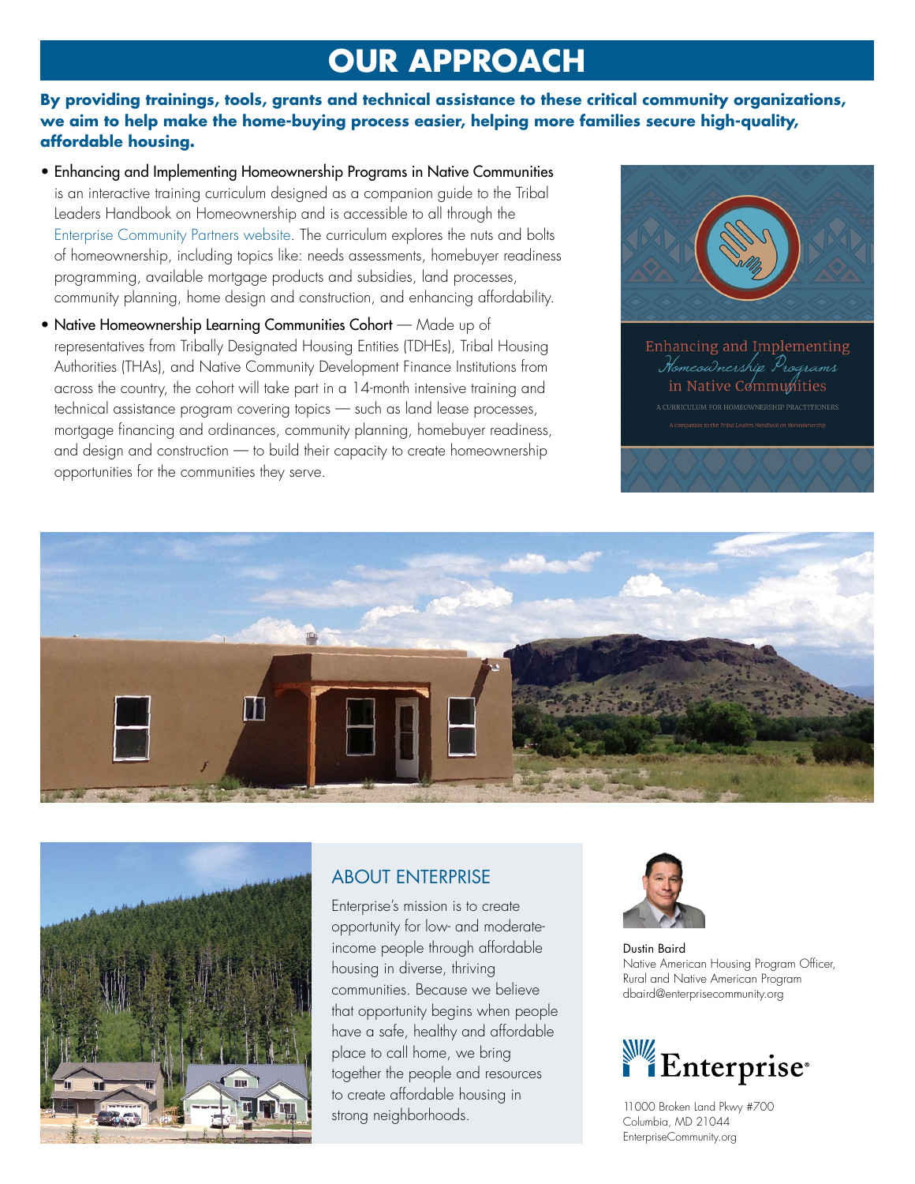# OUR APPROACH

**By providing trainings, tools, grants and technical assistance to these critical community organizations, we aim to help make the home-buying process easier, helping more families secure high-quality, affordable housing.**

- Enhancing and Implementing Homeownership Programs in Native Communities is an interactive training curriculum designed as a companion guide to the Tribal Leaders Handbook on Homeownership and is accessible to all through the Enterprise Community Partners website. The curriculum explores the nuts and bolts of homeownership, including topics like: needs assessments, homebuyer readiness programming, available mortgage products and subsidies, land processes, community planning, home design and construction, and enhancing affordability.
- Native Homeownership Learning Communities Cohort — Made up of representatives from Tribally Designated Housing Entities (TDHEs), Tribal Housing Authorities (THAs), and Native Community Development Finance Institutions from across the country, the cohort will take part in a 14-month intensive training and technical assistance program covering topics — such as land lease processes, mortgage financing and ordinances, community planning, homebuyer readiness, and design and construction — to build their capacity to create homeownership opportunities for the communities they serve.

Enhancing and Implementing
*Homeownership Programs*
in Native Communities

A CURRICULUM FOR HOMEOWNERSHIP PRACTITIONERS

A companion to the *Tribal Leaders Handbook on Homeownership*

## ABOUT ENTERPRISE

Enterprise's mission is to create opportunity for low- and moderate-income people through affordable housing in diverse, thriving communities. Because we believe that opportunity begins when people have a safe, healthy and affordable place to call home, we bring together the people and resources to create affordable housing in strong neighborhoods.

Dustin Baird
Native American Housing Program Officer,
Rural and Native American Program
dbaird@enterprisecommunity.org

Enterprise®

11000 Broken Land Pkwy #700
Columbia, MD 21044
EnterpriseCommunity.org